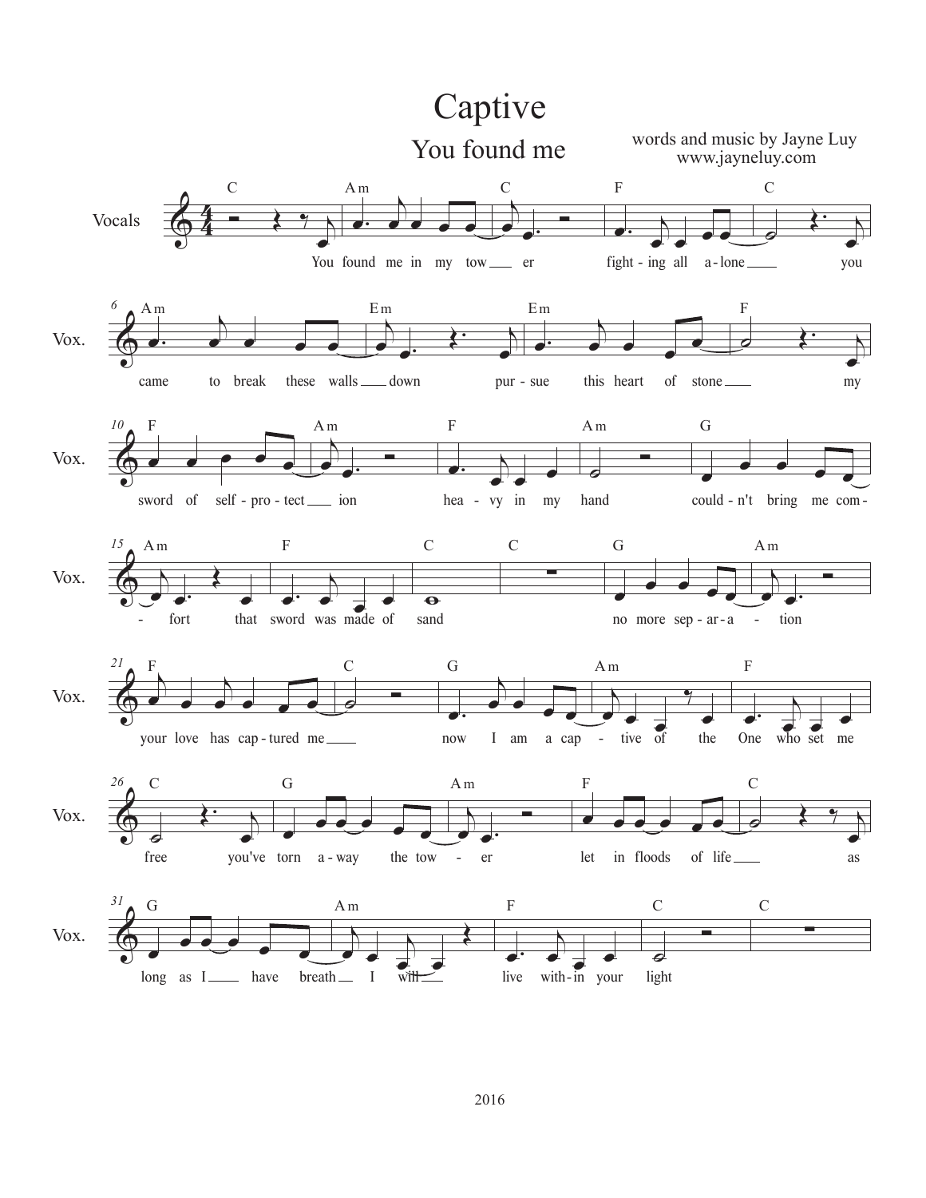# Captive

## You found me

words and music by Jayne Luy
www.jayneluy.com

Vocals

C Am C F C
You found me in my tow — er fight - ing all a - lone — you

Am Em Em F
came to break these walls — down pur - sue this heart of stone — my

F Am F Am G
sword of self - pro - tect — ion hea - vy in my hand could - n't bring me com -

Am F C C G Am
- fort that sword was made of sand no more sep - ar - a - tion

F C G Am F
your love has cap - tured me — now I am a cap - tive of the One who set me

C G Am F C
free you've torn a - way the tow - er let in floods of life — as

G Am F C C
long as I — have breath — I will — live with - in your light

2016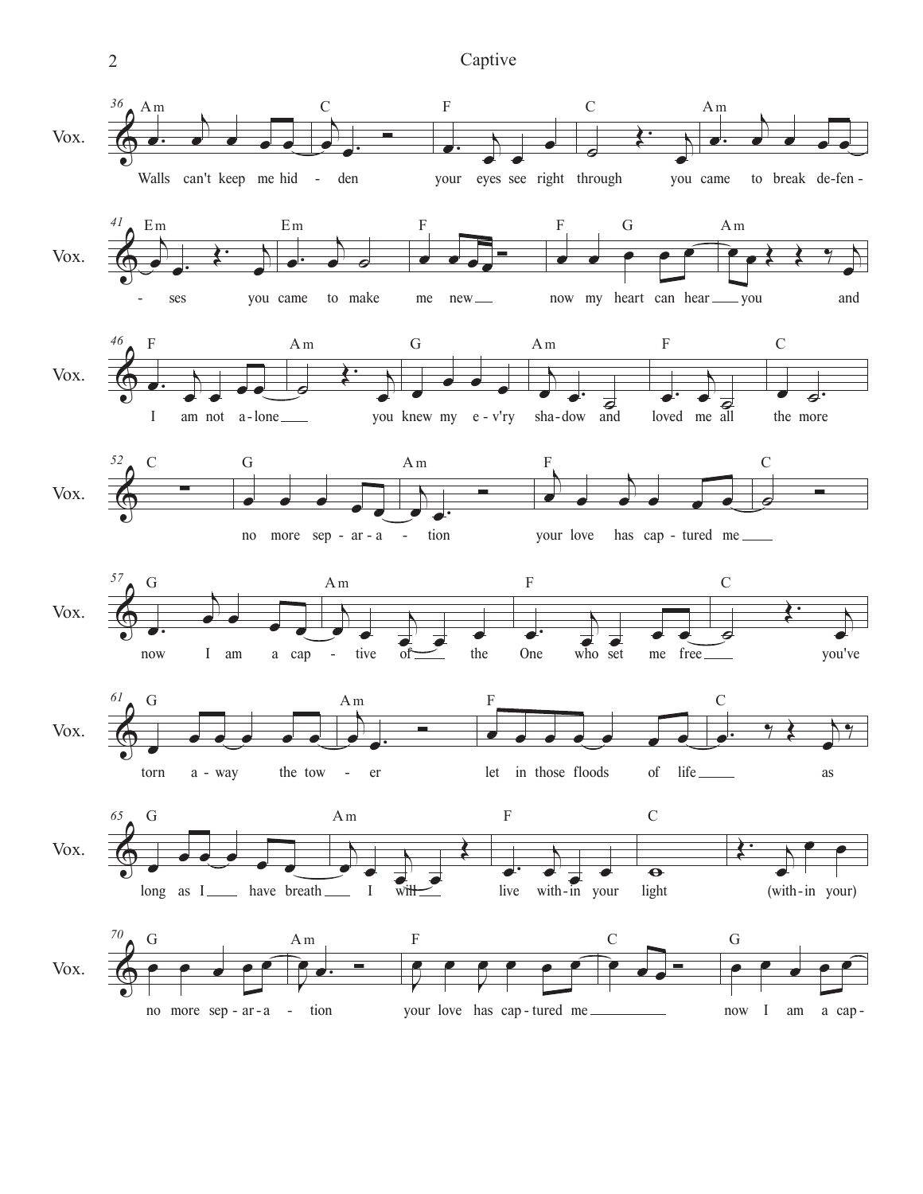Walls can't keep me hid - den your eyes see right through you came to break de-fen -

- ses you came to make me new now my heart can hear you and

I am not a-lone you knew my e-v'ry sha-dow and loved me all the more

no more sep-ar-a - tion your love has cap-tured me

now I am a cap - tive of the One who set me free you've

torn a-way the tow - er let in those floods of life as

long as I have breath I will live with-in your light (with-in your)

no more sep-ar-a - tion your love has cap-tured me now I am a cap-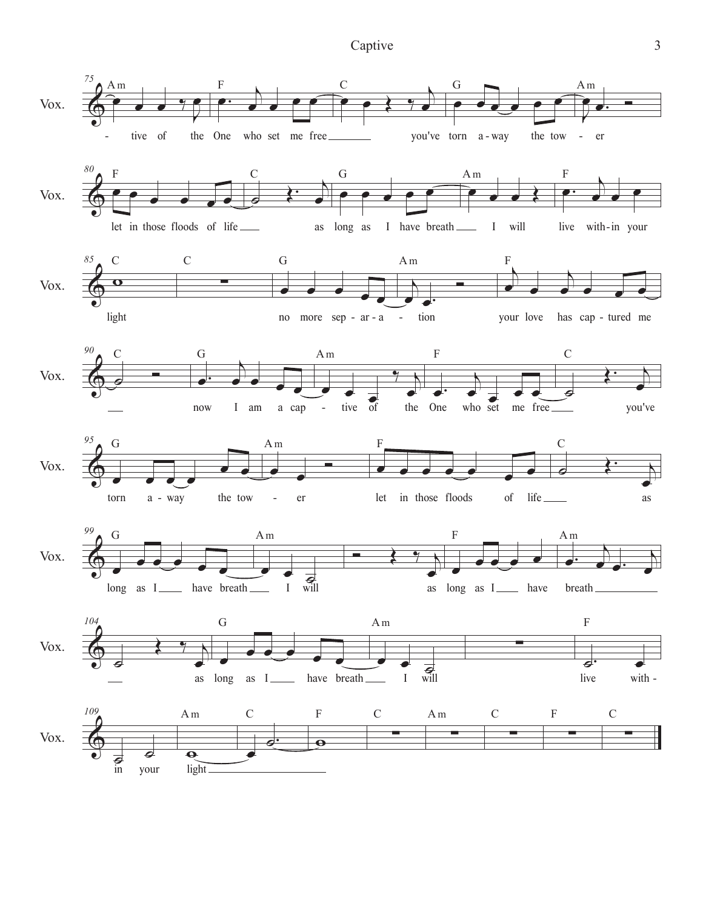- tive of the One who set me free you've torn a-way the tow - er

let in those floods of life as long as I have breath I will live with-in your

light no more sep-ar-a - tion your love has cap-tured me

now I am a cap - tive of the One who set me free you've

torn a-way the tow - er let in those floods of life as

long as I have breath I will as long as I have breath

as long as I have breath I will live with -

in your light